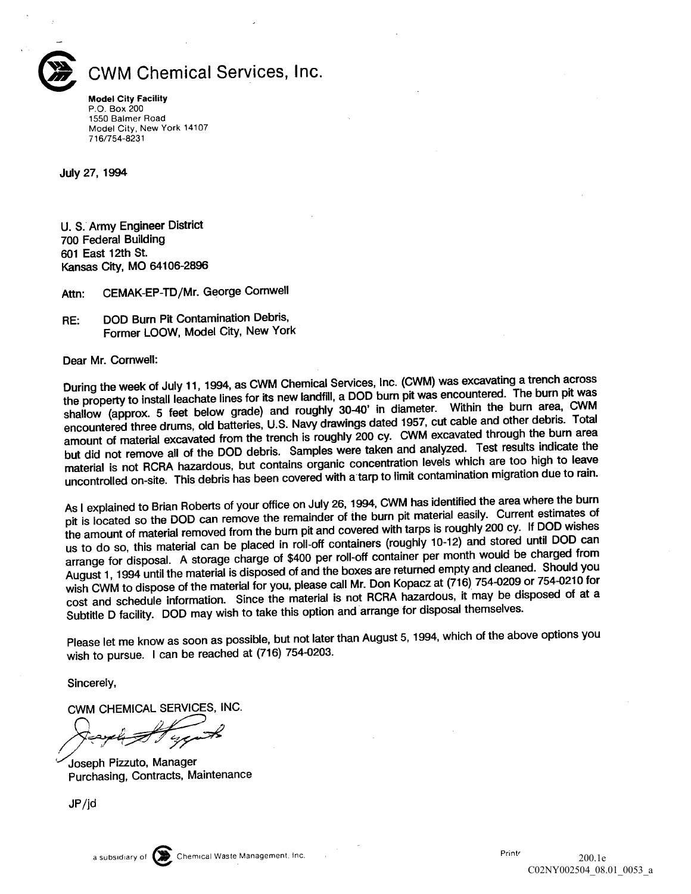# CWM Chemical Services, Inc.

**Model City Facility**
P.O. Box 200
1550 Balmer Road
Model City, New York 14107
716/754-8231

July 27, 1994

U. S. Army Engineer District
700 Federal Building
601 East 12th St.
Kansas City, MO 64106-2896

Attn: CEMAK-EP-TD/Mr. George Cornwell

RE: DOD Burn Pit Contamination Debris,
Former LOOW, Model City, New York

Dear Mr. Cornwell:

During the week of July 11, 1994, as CWM Chemical Services, Inc. (CWM) was excavating a trench across the property to install leachate lines for its new landfill, a DOD burn pit was encountered. The burn pit was shallow (approx. 5 feet below grade) and roughly 30-40' in diameter. Within the burn area, CWM encountered three drums, old batteries, U.S. Navy drawings dated 1957, cut cable and other debris. Total amount of material excavated from the trench is roughly 200 cy. CWM excavated through the burn area but did not remove all of the DOD debris. Samples were taken and analyzed. Test results indicate the material is not RCRA hazardous, but contains organic concentration levels which are too high to leave uncontrolled on-site. This debris has been covered with a tarp to limit contamination migration due to rain.

As I explained to Brian Roberts of your office on July 26, 1994, CWM has identified the area where the burn pit is located so the DOD can remove the remainder of the burn pit material easily. Current estimates of the amount of material removed from the burn pit and covered with tarps is roughly 200 cy. If DOD wishes us to do so, this material can be placed in roll-off containers (roughly 10-12) and stored until DOD can arrange for disposal. A storage charge of $400 per roll-off container per month would be charged from August 1, 1994 until the material is disposed of and the boxes are returned empty and cleaned. Should you wish CWM to dispose of the material for you, please call Mr. Don Kopacz at (716) 754-0209 or 754-0210 for cost and schedule information. Since the material is not RCRA hazardous, it may be disposed of at a Subtitle D facility. DOD may wish to take this option and arrange for disposal themselves.

Please let me know as soon as possible, but not later than August 5, 1994, which of the above options you wish to pursue. I can be reached at (716) 754-0203.

Sincerely,

CWM CHEMICAL SERVICES, INC.

Joseph Pizzuto, Manager
Purchasing, Contracts, Maintenance

JP/jd

a subsidiary of Chemical Waste Management, Inc.

200.1e
C02NY002504_08.01_0053_a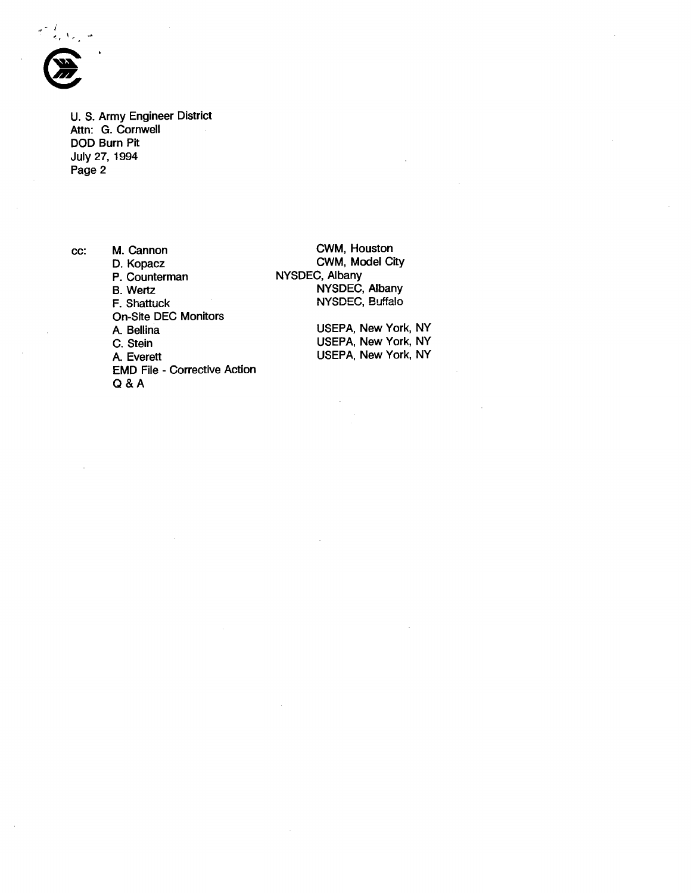U. S. Army Engineer District
Attn: G. Cornwell
DOD Burn Pit
July 27, 1994
Page 2

| | | |
|---|---|---|
| cc: | M. Cannon | CWM, Houston |
| | D. Kopacz | CWM, Model City |
| | P. Counterman | NYSDEC, Albany |
| | B. Wertz | NYSDEC, Albany |
| | F. Shattuck | NYSDEC, Buffalo |
| | On-Site DEC Monitors | |
| | A. Bellina | USEPA, New York, NY |
| | C. Stein | USEPA, New York, NY |
| | A. Everett | USEPA, New York, NY |
| | EMD File - Corrective Action | |
| | Q & A | |